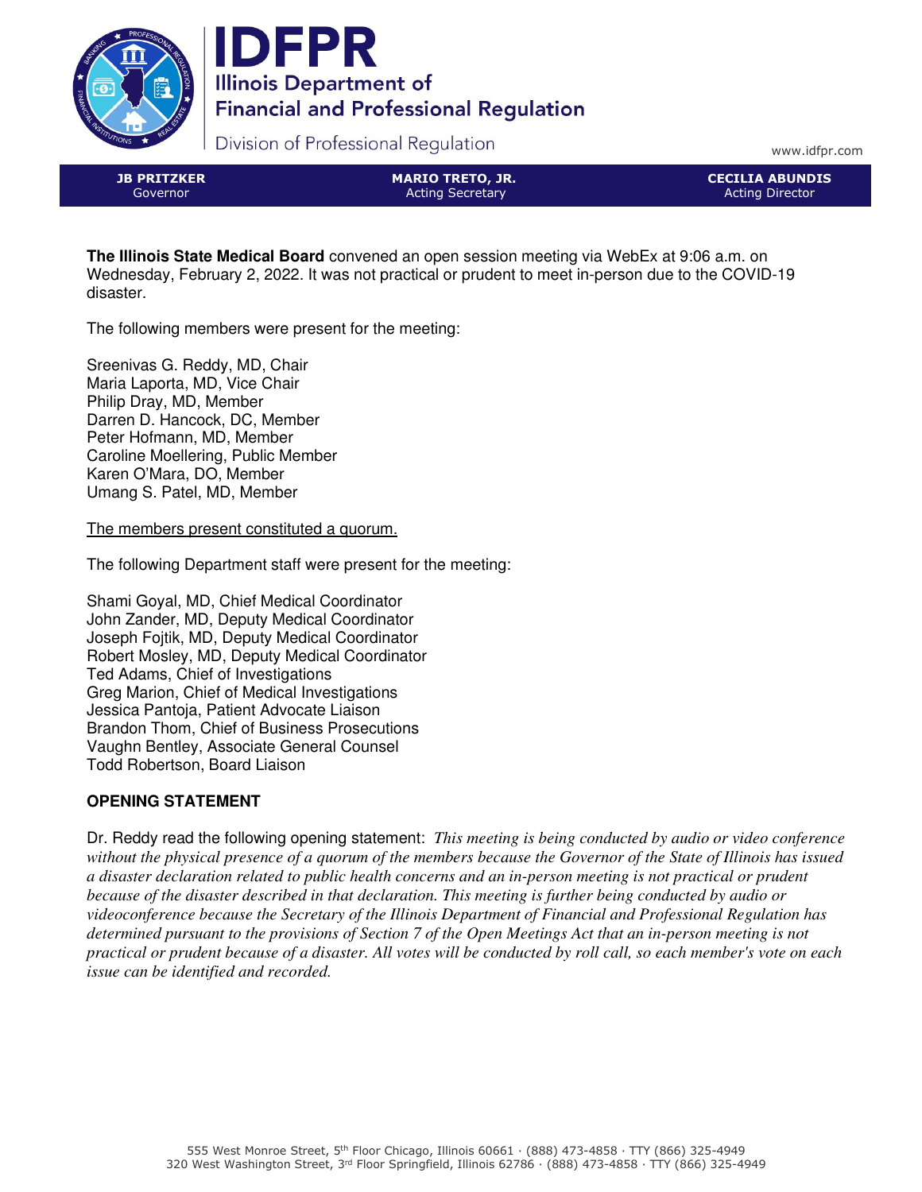# IDFPR

**Illinois Department of Financial and Professional Regulation**

Division of Professional Regulation

www.idfpr.com

| **JB PRITZKER** Governor | **MARIO TRETO, JR.** Acting Secretary | **CECILIA ABUNDIS** Acting Director |
|---|---|---|

**The Illinois State Medical Board** convened an open session meeting via WebEx at 9:06 a.m. on Wednesday, February 2, 2022. It was not practical or prudent to meet in-person due to the COVID-19 disaster.

The following members were present for the meeting:

Sreenivas G. Reddy, MD, Chair
Maria Laporta, MD, Vice Chair
Philip Dray, MD, Member
Darren D. Hancock, DC, Member
Peter Hofmann, MD, Member
Caroline Moellering, Public Member
Karen O'Mara, DO, Member
Umang S. Patel, MD, Member

<u>The members present constituted a quorum.</u>

The following Department staff were present for the meeting:

Shami Goyal, MD, Chief Medical Coordinator
John Zander, MD, Deputy Medical Coordinator
Joseph Fojtik, MD, Deputy Medical Coordinator
Robert Mosley, MD, Deputy Medical Coordinator
Ted Adams, Chief of Investigations
Greg Marion, Chief of Medical Investigations
Jessica Pantoja, Patient Advocate Liaison
Brandon Thom, Chief of Business Prosecutions
Vaughn Bentley, Associate General Counsel
Todd Robertson, Board Liaison

## OPENING STATEMENT

Dr. Reddy read the following opening statement: *This meeting is being conducted by audio or video conference without the physical presence of a quorum of the members because the Governor of the State of Illinois has issued a disaster declaration related to public health concerns and an in-person meeting is not practical or prudent because of the disaster described in that declaration. This meeting is further being conducted by audio or videoconference because the Secretary of the Illinois Department of Financial and Professional Regulation has determined pursuant to the provisions of Section 7 of the Open Meetings Act that an in-person meeting is not practical or prudent because of a disaster. All votes will be conducted by roll call, so each member's vote on each issue can be identified and recorded.*

555 West Monroe Street, 5th Floor Chicago, Illinois 60661 · (888) 473-4858 · TTY (866) 325-4949
320 West Washington Street, 3rd Floor Springfield, Illinois 62786 · (888) 473-4858 · TTY (866) 325-4949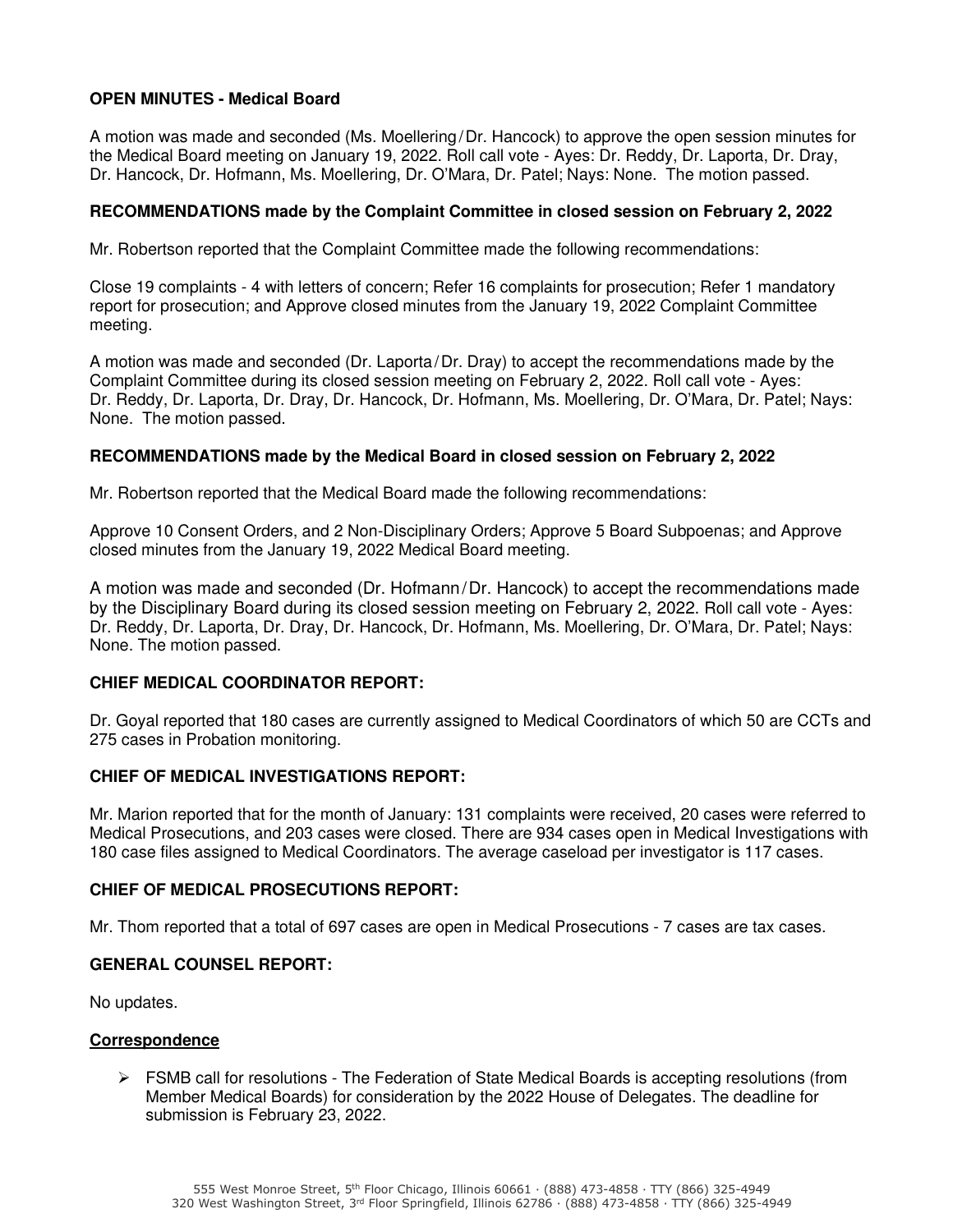**OPEN MINUTES - Medical Board**

A motion was made and seconded (Ms. Moellering/Dr. Hancock) to approve the open session minutes for the Medical Board meeting on January 19, 2022. Roll call vote - Ayes: Dr. Reddy, Dr. Laporta, Dr. Dray, Dr. Hancock, Dr. Hofmann, Ms. Moellering, Dr. O'Mara, Dr. Patel; Nays: None. The motion passed.

**RECOMMENDATIONS made by the Complaint Committee in closed session on February 2, 2022**

Mr. Robertson reported that the Complaint Committee made the following recommendations:

Close 19 complaints - 4 with letters of concern; Refer 16 complaints for prosecution; Refer 1 mandatory report for prosecution; and Approve closed minutes from the January 19, 2022 Complaint Committee meeting.

A motion was made and seconded (Dr. Laporta/Dr. Dray) to accept the recommendations made by the Complaint Committee during its closed session meeting on February 2, 2022. Roll call vote - Ayes: Dr. Reddy, Dr. Laporta, Dr. Dray, Dr. Hancock, Dr. Hofmann, Ms. Moellering, Dr. O'Mara, Dr. Patel; Nays: None. The motion passed.

**RECOMMENDATIONS made by the Medical Board in closed session on February 2, 2022**

Mr. Robertson reported that the Medical Board made the following recommendations:

Approve 10 Consent Orders, and 2 Non-Disciplinary Orders; Approve 5 Board Subpoenas; and Approve closed minutes from the January 19, 2022 Medical Board meeting.

A motion was made and seconded (Dr. Hofmann/Dr. Hancock) to accept the recommendations made by the Disciplinary Board during its closed session meeting on February 2, 2022. Roll call vote - Ayes: Dr. Reddy, Dr. Laporta, Dr. Dray, Dr. Hancock, Dr. Hofmann, Ms. Moellering, Dr. O'Mara, Dr. Patel; Nays: None. The motion passed.

**CHIEF MEDICAL COORDINATOR REPORT:**

Dr. Goyal reported that 180 cases are currently assigned to Medical Coordinators of which 50 are CCTs and 275 cases in Probation monitoring.

**CHIEF OF MEDICAL INVESTIGATIONS REPORT:**

Mr. Marion reported that for the month of January: 131 complaints were received, 20 cases were referred to Medical Prosecutions, and 203 cases were closed. There are 934 cases open in Medical Investigations with 180 case files assigned to Medical Coordinators. The average caseload per investigator is 117 cases.

**CHIEF OF MEDICAL PROSECUTIONS REPORT:**

Mr. Thom reported that a total of 697 cases are open in Medical Prosecutions - 7 cases are tax cases.

**GENERAL COUNSEL REPORT:**

No updates.

**Correspondence**

- FSMB call for resolutions - The Federation of State Medical Boards is accepting resolutions (from Member Medical Boards) for consideration by the 2022 House of Delegates. The deadline for submission is February 23, 2022.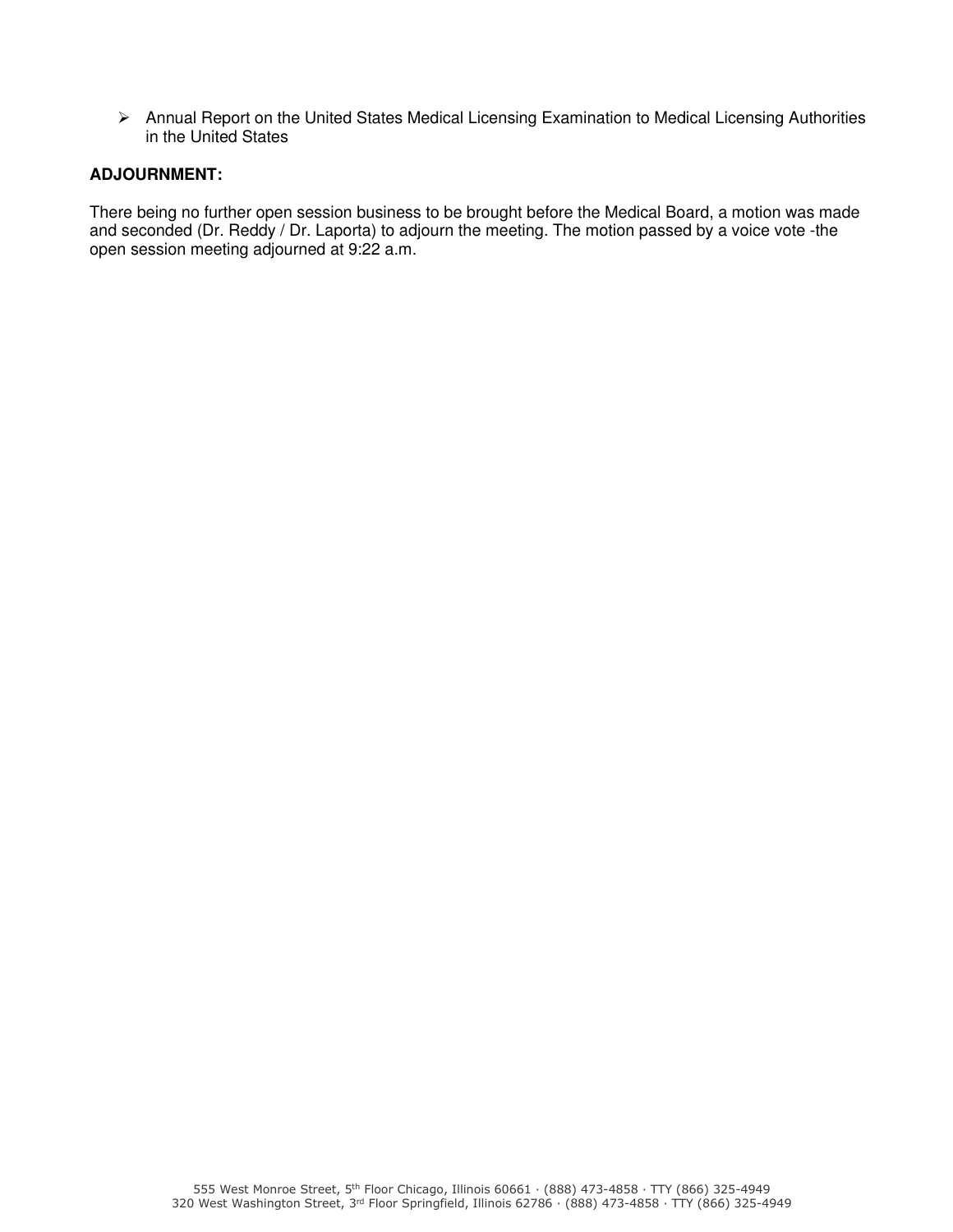- Annual Report on the United States Medical Licensing Examination to Medical Licensing Authorities in the United States

**ADJOURNMENT:**

There being no further open session business to be brought before the Medical Board, a motion was made and seconded (Dr. Reddy / Dr. Laporta) to adjourn the meeting. The motion passed by a voice vote -the open session meeting adjourned at 9:22 a.m.